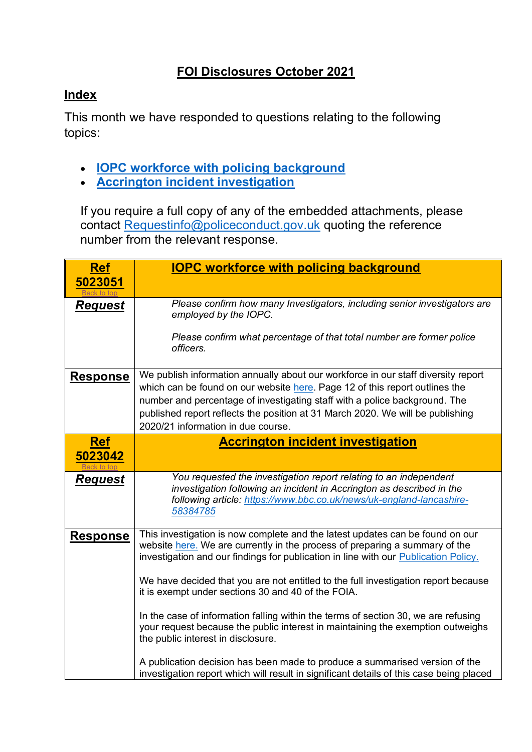# FOI Disclosures October 2021

## Index

This month we have responded to questions relating to the following topics:

- **IOPC workforce with policing background**
- **Accrington incident investigation**

If you require a full copy of any of the embedded attachments, please contact Requestinfo@policeconduct.gov.uk quoting the reference number from the relevant response.

| **Ref 5023051** Back to top | **IOPC workforce with policing background** |
|---|---|
| **Request** | *Please confirm how many Investigators, including senior investigators are employed by the IOPC.* <br><br> *Please confirm what percentage of that total number are former police officers.* |
| **Response** | We publish information annually about our workforce in our staff diversity report which can be found on our website here. Page 12 of this report outlines the number and percentage of investigating staff with a police background. The published report reflects the position at 31 March 2020. We will be publishing 2020/21 information in due course. |
| **Ref 5023042** Back to top | **Accrington incident investigation** |
| **Request** | *You requested the investigation report relating to an independent investigation following an incident in Accrington as described in the following article: https://www.bbc.co.uk/news/uk-england-lancashire-58384785* |
| **Response** | This investigation is now complete and the latest updates can be found on our website here. We are currently in the process of preparing a summary of the investigation and our findings for publication in line with our Publication Policy. <br><br> We have decided that you are not entitled to the full investigation report because it is exempt under sections 30 and 40 of the FOIA. <br><br> In the case of information falling within the terms of section 30, we are refusing your request because the public interest in maintaining the exemption outweighs the public interest in disclosure. <br><br> A publication decision has been made to produce a summarised version of the investigation report which will result in significant details of this case being placed |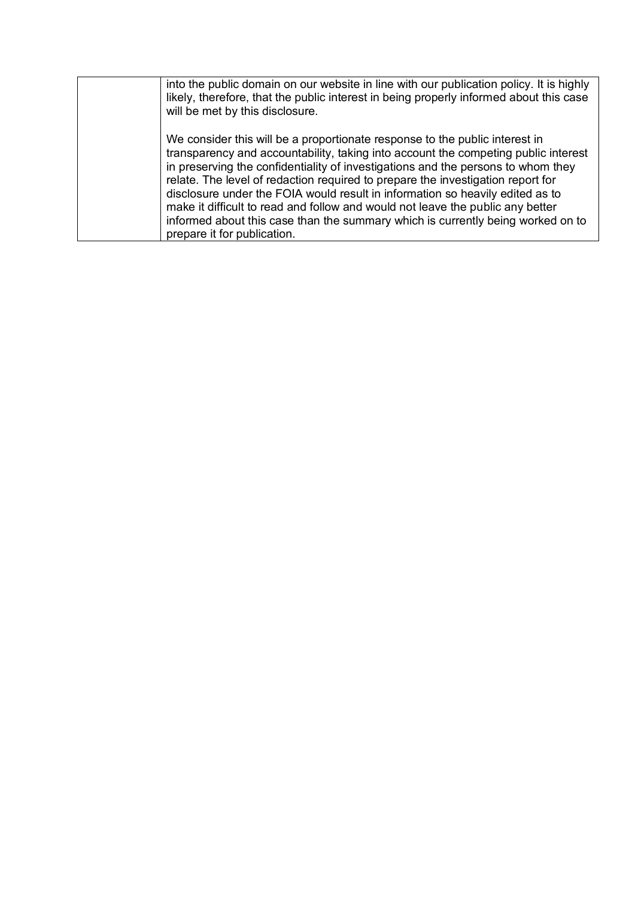| | |
|---|---|
| | into the public domain on our website in line with our publication policy. It is highly likely, therefore, that the public interest in being properly informed about this case will be met by this disclosure.<br><br>We consider this will be a proportionate response to the public interest in transparency and accountability, taking into account the competing public interest in preserving the confidentiality of investigations and the persons to whom they relate. The level of redaction required to prepare the investigation report for disclosure under the FOIA would result in information so heavily edited as to make it difficult to read and follow and would not leave the public any better informed about this case than the summary which is currently being worked on to prepare it for publication. |